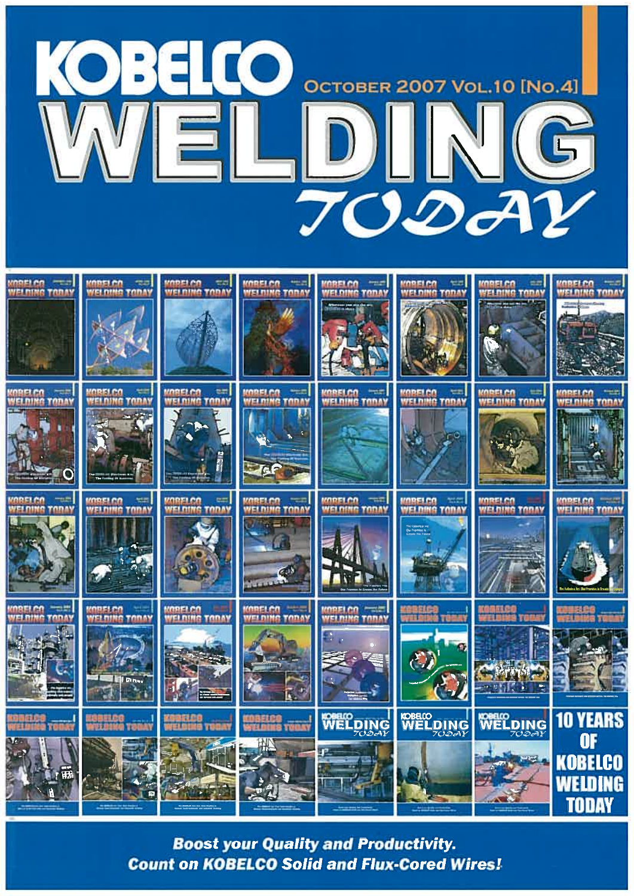# KOBELCO WELDING TODAY

OCTOBER 2007 VOL.10 [NO.4]

**10 YEARS OF KOBELCO WELDING TODAY**

***Boost your Quality and Productivity.***
***Count on KOBELCO Solid and Flux-Cored Wires!***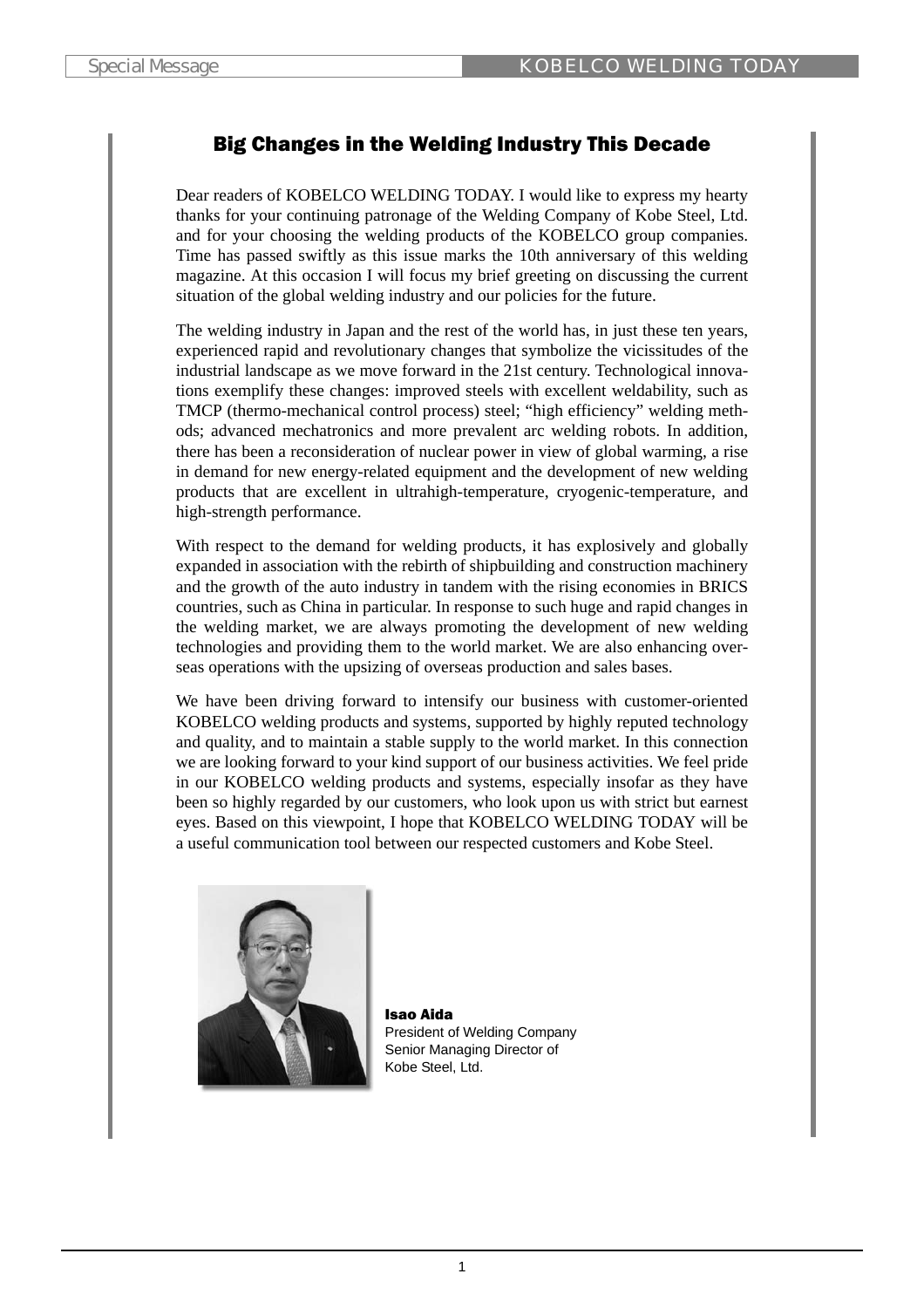# Big Changes in the Welding Industry This Decade

Dear readers of KOBELCO WELDING TODAY. I would like to express my hearty thanks for your continuing patronage of the Welding Company of Kobe Steel, Ltd. and for your choosing the welding products of the KOBELCO group companies. Time has passed swiftly as this issue marks the 10th anniversary of this welding magazine. At this occasion I will focus my brief greeting on discussing the current situation of the global welding industry and our policies for the future.

The welding industry in Japan and the rest of the world has, in just these ten years, experienced rapid and revolutionary changes that symbolize the vicissitudes of the industrial landscape as we move forward in the 21st century. Technological innovations exemplify these changes: improved steels with excellent weldability, such as TMCP (thermo-mechanical control process) steel; "high efficiency" welding methods; advanced mechatronics and more prevalent arc welding robots. In addition, there has been a reconsideration of nuclear power in view of global warming, a rise in demand for new energy-related equipment and the development of new welding products that are excellent in ultrahigh-temperature, cryogenic-temperature, and high-strength performance.

With respect to the demand for welding products, it has explosively and globally expanded in association with the rebirth of shipbuilding and construction machinery and the growth of the auto industry in tandem with the rising economies in BRICS countries, such as China in particular. In response to such huge and rapid changes in the welding market, we are always promoting the development of new welding technologies and providing them to the world market. We are also enhancing overseas operations with the upsizing of overseas production and sales bases.

We have been driving forward to intensify our business with customer-oriented KOBELCO welding products and systems, supported by highly reputed technology and quality, and to maintain a stable supply to the world market. In this connection we are looking forward to your kind support of our business activities. We feel pride in our KOBELCO welding products and systems, especially insofar as they have been so highly regarded by our customers, who look upon us with strict but earnest eyes. Based on this viewpoint, I hope that KOBELCO WELDING TODAY will be a useful communication tool between our respected customers and Kobe Steel.

**Isao Aida**
President of Welding Company
Senior Managing Director of
Kobe Steel, Ltd.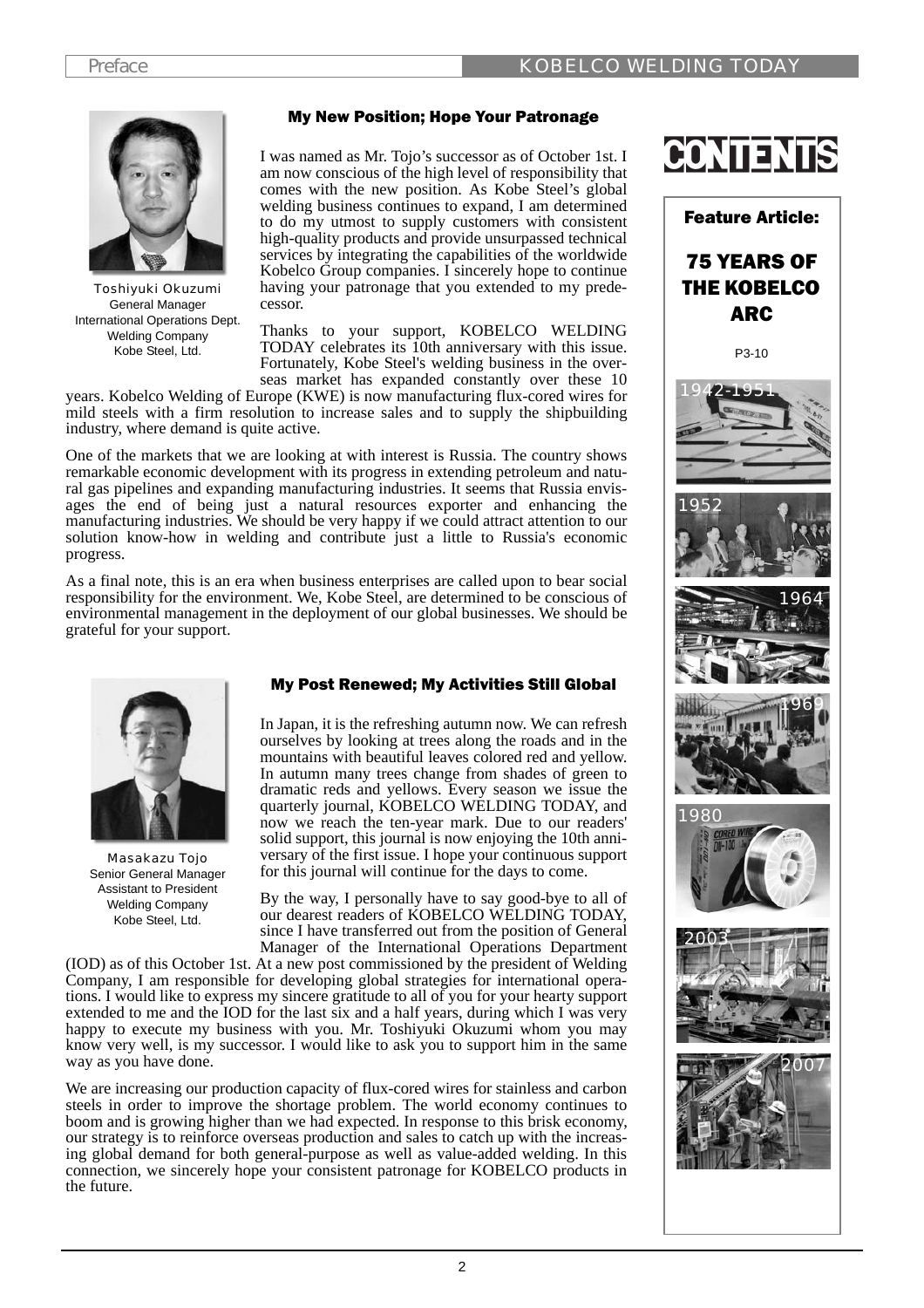## My New Position; Hope Your Patronage

Toshiyuki Okuzumi
General Manager
International Operations Dept.
Welding Company
Kobe Steel, Ltd.

I was named as Mr. Tojo's successor as of October 1st. I am now conscious of the high level of responsibility that comes with the new position. As Kobe Steel's global welding business continues to expand, I am determined to do my utmost to supply customers with consistent high-quality products and provide unsurpassed technical services by integrating the capabilities of the worldwide Kobelco Group companies. I sincerely hope to continue having your patronage that you extended to my predecessor.

Thanks to your support, KOBELCO WELDING TODAY celebrates its 10th anniversary with this issue. Fortunately, Kobe Steel's welding business in the overseas market has expanded constantly over these 10 years. Kobelco Welding of Europe (KWE) is now manufacturing flux-cored wires for mild steels with a firm resolution to increase sales and to supply the shipbuilding industry, where demand is quite active.

One of the markets that we are looking at with interest is Russia. The country shows remarkable economic development with its progress in extending petroleum and natural gas pipelines and expanding manufacturing industries. It seems that Russia envisages the end of being just a natural resources exporter and enhancing the manufacturing industries. We should be very happy if we could attract attention to our solution know-how in welding and contribute just a little to Russia's economic progress.

As a final note, this is an era when business enterprises are called upon to bear social responsibility for the environment. We, Kobe Steel, are determined to be conscious of environmental management in the deployment of our global businesses. We should be grateful for your support.

## My Post Renewed; My Activities Still Global

Masakazu Tojo
Senior General Manager
Assistant to President
Welding Company
Kobe Steel, Ltd.

In Japan, it is the refreshing autumn now. We can refresh ourselves by looking at trees along the roads and in the mountains with beautiful leaves colored red and yellow. In autumn many trees change from shades of green to dramatic reds and yellows. Every season we issue the quarterly journal, KOBELCO WELDING TODAY, and now we reach the ten-year mark. Due to our readers' solid support, this journal is now enjoying the 10th anniversary of the first issue. I hope your continuous support for this journal will continue for the days to come.

By the way, I personally have to say good-bye to all of our dearest readers of KOBELCO WELDING TODAY, since I have transferred out from the position of General Manager of the International Operations Department (IOD) as of this October 1st. At a new post commissioned by the president of Welding Company, I am responsible for developing global strategies for international operations. I would like to express my sincere gratitude to all of you for your hearty support extended to me and the IOD for the last six and a half years, during which I was very happy to execute my business with you. Mr. Toshiyuki Okuzumi whom you may know very well, is my successor. I would like to ask you to support him in the same way as you have done.

We are increasing our production capacity of flux-cored wires for stainless and carbon steels in order to improve the shortage problem. The world economy continues to boom and is growing higher than we had expected. In response to this brisk economy, our strategy is to reinforce overseas production and sales to catch up with the increasing global demand for both general-purpose as well as value-added welding. In this connection, we sincerely hope your consistent patronage for KOBELCO products in the future.

# CONTENTS

**Feature Article:**

### 75 YEARS OF THE KOBELCO ARC

P3-10

1942-1951

1952

1964

1969

1980

2003

2007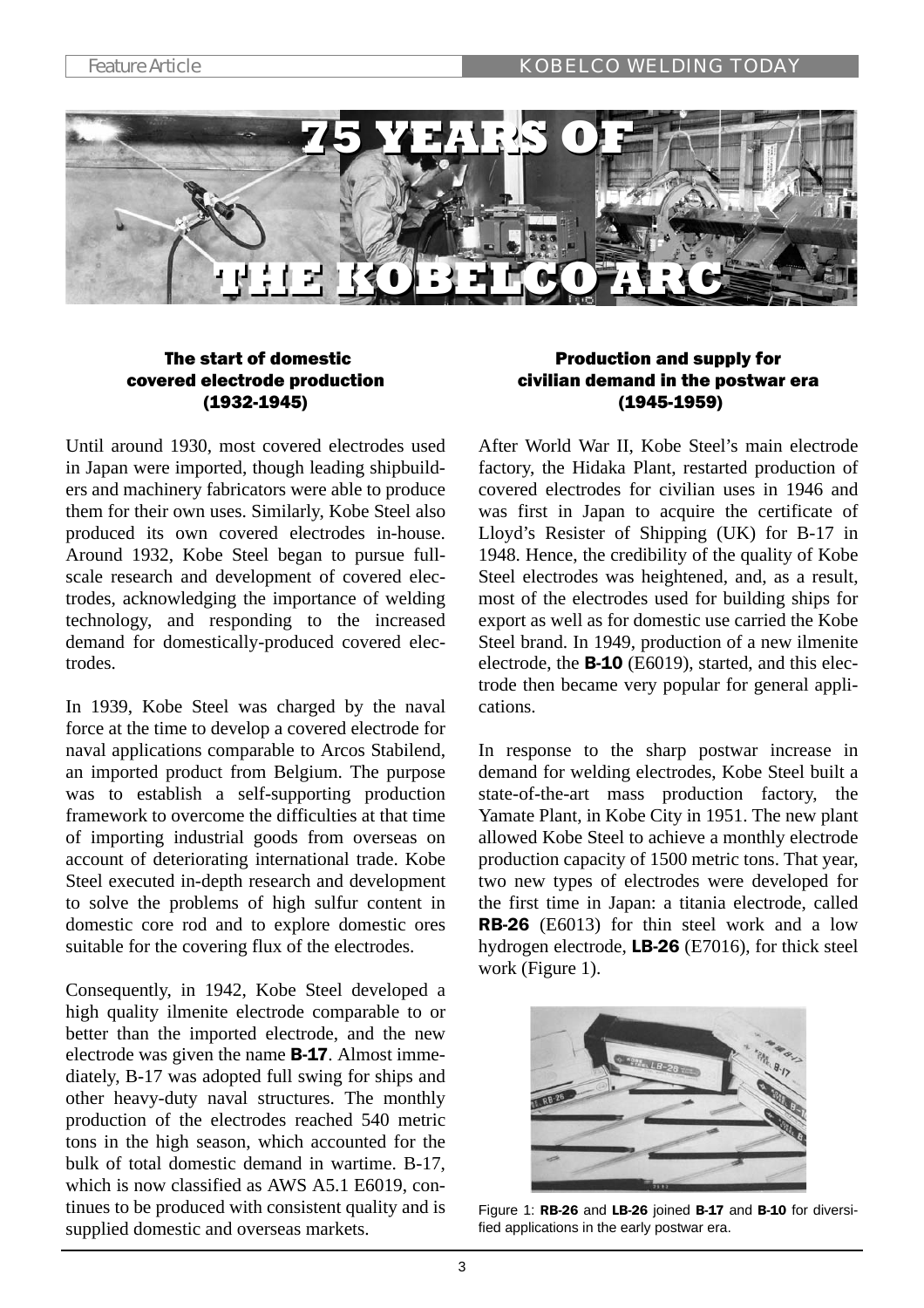# 75 YEARS OF THE KOBELCO ARC

## The start of domestic covered electrode production (1932-1945)

Until around 1930, most covered electrodes used in Japan were imported, though leading shipbuilders and machinery fabricators were able to produce them for their own uses. Similarly, Kobe Steel also produced its own covered electrodes in-house. Around 1932, Kobe Steel began to pursue full-scale research and development of covered electrodes, acknowledging the importance of welding technology, and responding to the increased demand for domestically-produced covered electrodes.

In 1939, Kobe Steel was charged by the naval force at the time to develop a covered electrode for naval applications comparable to Arcos Stabilend, an imported product from Belgium. The purpose was to establish a self-supporting production framework to overcome the difficulties at that time of importing industrial goods from overseas on account of deteriorating international trade. Kobe Steel executed in-depth research and development to solve the problems of high sulfur content in domestic core rod and to explore domestic ores suitable for the covering flux of the electrodes.

Consequently, in 1942, Kobe Steel developed a high quality ilmenite electrode comparable to or better than the imported electrode, and the new electrode was given the name **B-17**. Almost immediately, B-17 was adopted full swing for ships and other heavy-duty naval structures. The monthly production of the electrodes reached 540 metric tons in the high season, which accounted for the bulk of total domestic demand in wartime. B-17, which is now classified as AWS A5.1 E6019, continues to be produced with consistent quality and is supplied domestic and overseas markets.

## Production and supply for civilian demand in the postwar era (1945-1959)

After World War II, Kobe Steel's main electrode factory, the Hidaka Plant, restarted production of covered electrodes for civilian uses in 1946 and was first in Japan to acquire the certificate of Lloyd's Resister of Shipping (UK) for B-17 in 1948. Hence, the credibility of the quality of Kobe Steel electrodes was heightened, and, as a result, most of the electrodes used for building ships for export as well as for domestic use carried the Kobe Steel brand. In 1949, production of a new ilmenite electrode, the **B-10** (E6019), started, and this electrode then became very popular for general applications.

In response to the sharp postwar increase in demand for welding electrodes, Kobe Steel built a state-of-the-art mass production factory, the Yamate Plant, in Kobe City in 1951. The new plant allowed Kobe Steel to achieve a monthly electrode production capacity of 1500 metric tons. That year, two new types of electrodes were developed for the first time in Japan: a titania electrode, called **RB-26** (E6013) for thin steel work and a low hydrogen electrode, **LB-26** (E7016), for thick steel work (Figure 1).

Figure 1: **RB-26** and **LB-26** joined **B-17** and **B-10** for diversified applications in the early postwar era.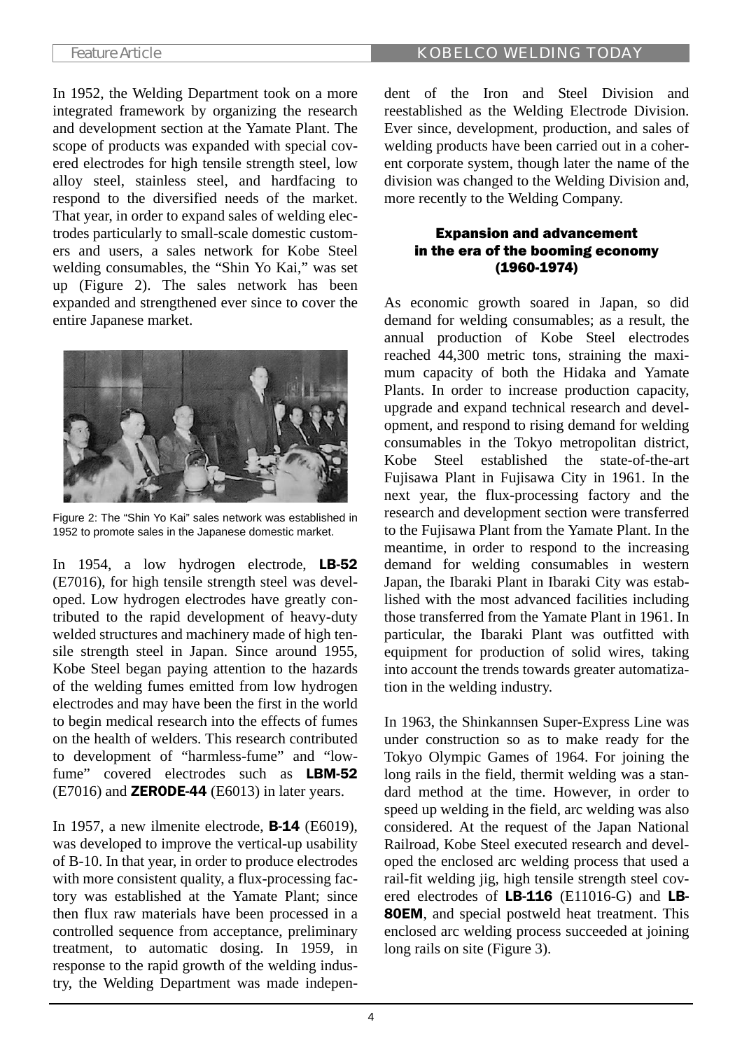In 1952, the Welding Department took on a more integrated framework by organizing the research and development section at the Yamate Plant. The scope of products was expanded with special covered electrodes for high tensile strength steel, low alloy steel, stainless steel, and hardfacing to respond to the diversified needs of the market. That year, in order to expand sales of welding electrodes particularly to small-scale domestic customers and users, a sales network for Kobe Steel welding consumables, the "Shin Yo Kai," was set up (Figure 2). The sales network has been expanded and strengthened ever since to cover the entire Japanese market.

Figure 2: The "Shin Yo Kai" sales network was established in 1952 to promote sales in the Japanese domestic market.

In 1954, a low hydrogen electrode, **LB-52** (E7016), for high tensile strength steel was developed. Low hydrogen electrodes have greatly contributed to the rapid development of heavy-duty welded structures and machinery made of high tensile strength steel in Japan. Since around 1955, Kobe Steel began paying attention to the hazards of the welding fumes emitted from low hydrogen electrodes and may have been the first in the world to begin medical research into the effects of fumes on the health of welders. This research contributed to development of "harmless-fume" and "low-fume" covered electrodes such as **LBM-52** (E7016) and **ZERODE-44** (E6013) in later years.

In 1957, a new ilmenite electrode, **B-14** (E6019), was developed to improve the vertical-up usability of B-10. In that year, in order to produce electrodes with more consistent quality, a flux-processing factory was established at the Yamate Plant; since then flux raw materials have been processed in a controlled sequence from acceptance, preliminary treatment, to automatic dosing. In 1959, in response to the rapid growth of the welding industry, the Welding Department was made independent of the Iron and Steel Division and reestablished as the Welding Electrode Division. Ever since, development, production, and sales of welding products have been carried out in a coherent corporate system, though later the name of the division was changed to the Welding Division and, more recently to the Welding Company.

## Expansion and advancement in the era of the booming economy (1960-1974)

As economic growth soared in Japan, so did demand for welding consumables; as a result, the annual production of Kobe Steel electrodes reached 44,300 metric tons, straining the maximum capacity of both the Hidaka and Yamate Plants. In order to increase production capacity, upgrade and expand technical research and development, and respond to rising demand for welding consumables in the Tokyo metropolitan district, Kobe Steel established the state-of-the-art Fujisawa Plant in Fujisawa City in 1961. In the next year, the flux-processing factory and the research and development section were transferred to the Fujisawa Plant from the Yamate Plant. In the meantime, in order to respond to the increasing demand for welding consumables in western Japan, the Ibaraki Plant in Ibaraki City was established with the most advanced facilities including those transferred from the Yamate Plant in 1961. In particular, the Ibaraki Plant was outfitted with equipment for production of solid wires, taking into account the trends towards greater automatization in the welding industry.

In 1963, the Shinkannsen Super-Express Line was under construction so as to make ready for the Tokyo Olympic Games of 1964. For joining the long rails in the field, thermit welding was a standard method at the time. However, in order to speed up welding in the field, arc welding was also considered. At the request of the Japan National Railroad, Kobe Steel executed research and developed the enclosed arc welding process that used a rail-fit welding jig, high tensile strength steel covered electrodes of **LB-116** (E11016-G) and **LB-80EM**, and special postweld heat treatment. This enclosed arc welding process succeeded at joining long rails on site (Figure 3).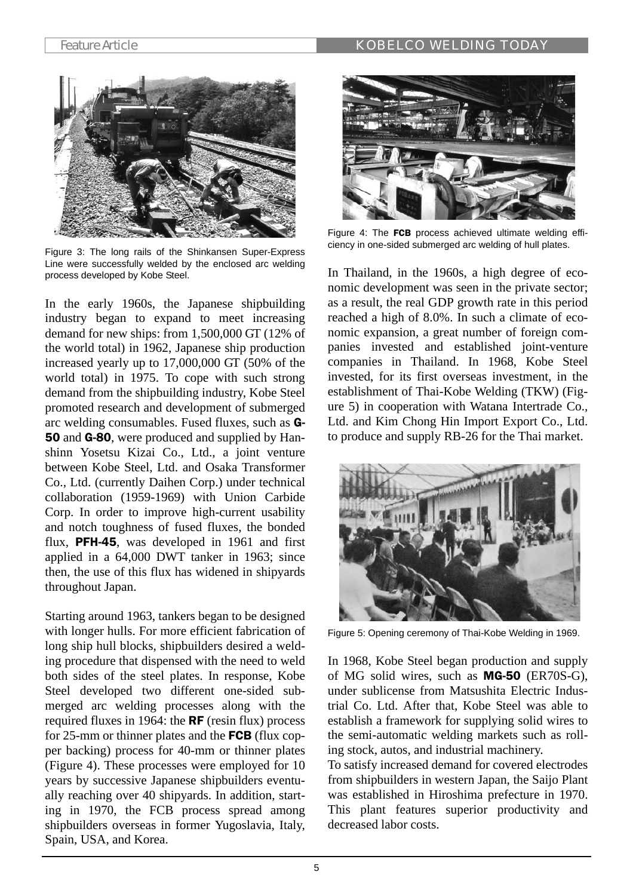Figure 3: The long rails of the Shinkansen Super-Express Line were successfully welded by the enclosed arc welding process developed by Kobe Steel.

In the early 1960s, the Japanese shipbuilding industry began to expand to meet increasing demand for new ships: from 1,500,000 GT (12% of the world total) in 1962, Japanese ship production increased yearly up to 17,000,000 GT (50% of the world total) in 1975. To cope with such strong demand from the shipbuilding industry, Kobe Steel promoted research and development of submerged arc welding consumables. Fused fluxes, such as **G-50** and **G-80**, were produced and supplied by Hanshinn Yosetsu Kizai Co., Ltd., a joint venture between Kobe Steel, Ltd. and Osaka Transformer Co., Ltd. (currently Daihen Corp.) under technical collaboration (1959-1969) with Union Carbide Corp. In order to improve high-current usability and notch toughness of fused fluxes, the bonded flux, **PFH-45**, was developed in 1961 and first applied in a 64,000 DWT tanker in 1963; since then, the use of this flux has widened in shipyards throughout Japan.

Starting around 1963, tankers began to be designed with longer hulls. For more efficient fabrication of long ship hull blocks, shipbuilders desired a welding procedure that dispensed with the need to weld both sides of the steel plates. In response, Kobe Steel developed two different one-sided submerged arc welding processes along with the required fluxes in 1964: the **RF** (resin flux) process for 25-mm or thinner plates and the **FCB** (flux copper backing) process for 40-mm or thinner plates (Figure 4). These processes were employed for 10 years by successive Japanese shipbuilders eventually reaching over 40 shipyards. In addition, starting in 1970, the FCB process spread among shipbuilders overseas in former Yugoslavia, Italy, Spain, USA, and Korea.

Figure 4: The **FCB** process achieved ultimate welding efficiency in one-sided submerged arc welding of hull plates.

In Thailand, in the 1960s, a high degree of economic development was seen in the private sector; as a result, the real GDP growth rate in this period reached a high of 8.0%. In such a climate of economic expansion, a great number of foreign companies invested and established joint-venture companies in Thailand. In 1968, Kobe Steel invested, for its first overseas investment, in the establishment of Thai-Kobe Welding (TKW) (Figure 5) in cooperation with Watana Intertrade Co., Ltd. and Kim Chong Hin Import Export Co., Ltd. to produce and supply RB-26 for the Thai market.

Figure 5: Opening ceremony of Thai-Kobe Welding in 1969.

In 1968, Kobe Steel began production and supply of MG solid wires, such as **MG-50** (ER70S-G), under sublicense from Matsushita Electric Industrial Co. Ltd. After that, Kobe Steel was able to establish a framework for supplying solid wires to the semi-automatic welding markets such as rolling stock, autos, and industrial machinery.

To satisfy increased demand for covered electrodes from shipbuilders in western Japan, the Saijo Plant was established in Hiroshima prefecture in 1970. This plant features superior productivity and decreased labor costs.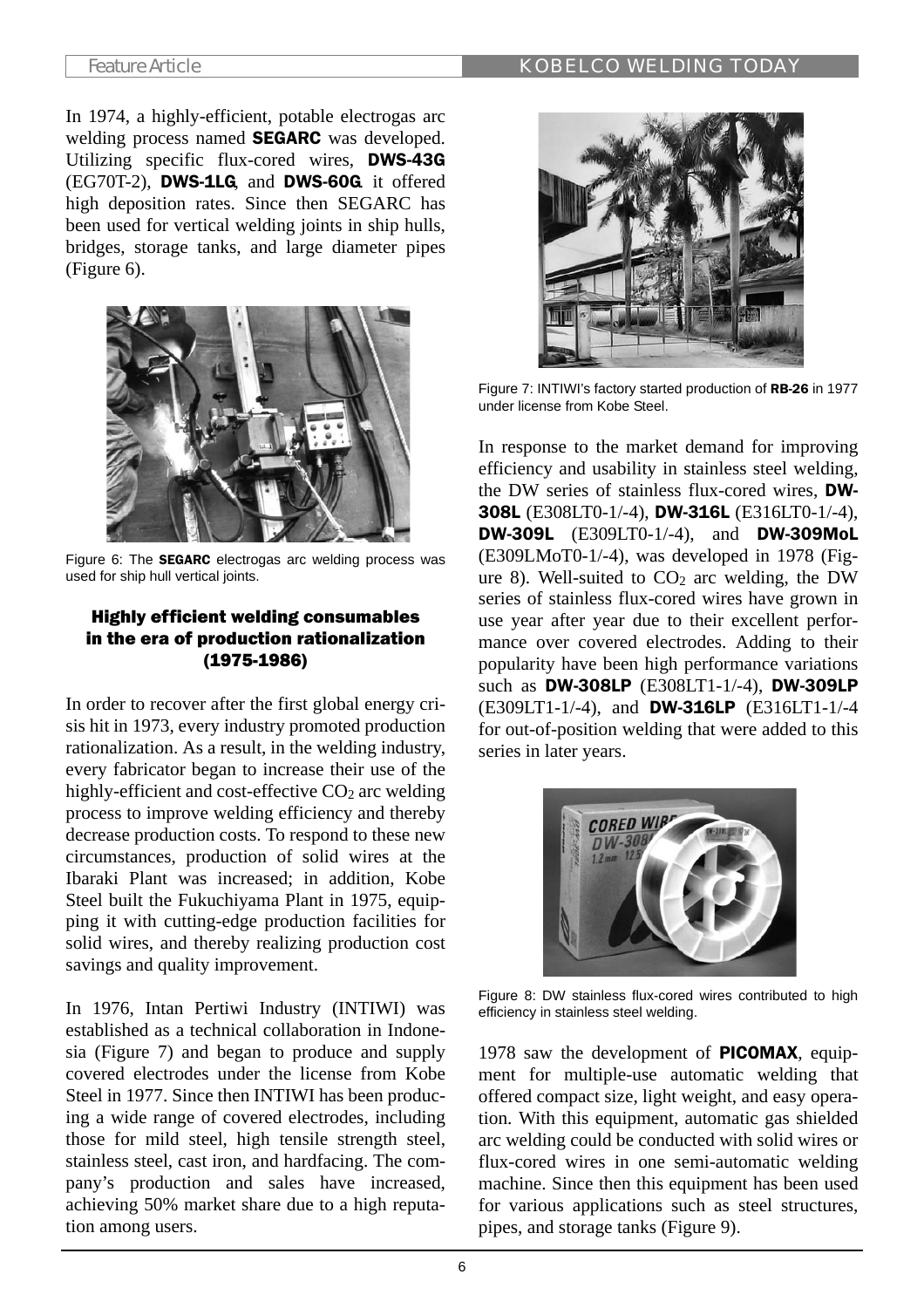In 1974, a highly-efficient, potable electrogas arc welding process named **SEGARC** was developed. Utilizing specific flux-cored wires, **DWS-43G** (EG70T-2), **DWS-1LG**, and **DWS-60G**. it offered high deposition rates. Since then SEGARC has been used for vertical welding joints in ship hulls, bridges, storage tanks, and large diameter pipes (Figure 6).

Figure 6: The **SEGARC** electrogas arc welding process was used for ship hull vertical joints.

### Highly efficient welding consumables in the era of production rationalization (1975-1986)

In order to recover after the first global energy crisis hit in 1973, every industry promoted production rationalization. As a result, in the welding industry, every fabricator began to increase their use of the highly-efficient and cost-effective $CO_2$ arc welding process to improve welding efficiency and thereby decrease production costs. To respond to these new circumstances, production of solid wires at the Ibaraki Plant was increased; in addition, Kobe Steel built the Fukuchiyama Plant in 1975, equipping it with cutting-edge production facilities for solid wires, and thereby realizing production cost savings and quality improvement.

In 1976, Intan Pertiwi Industry (INTIWI) was established as a technical collaboration in Indonesia (Figure 7) and began to produce and supply covered electrodes under the license from Kobe Steel in 1977. Since then INTIWI has been producing a wide range of covered electrodes, including those for mild steel, high tensile strength steel, stainless steel, cast iron, and hardfacing. The company's production and sales have increased, achieving 50% market share due to a high reputation among users.

Figure 7: INTIWI's factory started production of **RB-26** in 1977 under license from Kobe Steel.

In response to the market demand for improving efficiency and usability in stainless steel welding, the DW series of stainless flux-cored wires, **DW-308L** (E308LT0-1/-4), **DW-316L** (E316LT0-1/-4), **DW-309L** (E309LT0-1/-4), and **DW-309MoL** (E309LMoT0-1/-4), was developed in 1978 (Figure 8). Well-suited to $CO_2$ arc welding, the DW series of stainless flux-cored wires have grown in use year after year due to their excellent performance over covered electrodes. Adding to their popularity have been high performance variations such as **DW-308LP** (E308LT1-1/-4), **DW-309LP** (E309LT1-1/-4), and **DW-316LP** (E316LT1-1/-4 for out-of-position welding that were added to this series in later years.

Figure 8: DW stainless flux-cored wires contributed to high efficiency in stainless steel welding.

1978 saw the development of **PICOMAX**, equipment for multiple-use automatic welding that offered compact size, light weight, and easy operation. With this equipment, automatic gas shielded arc welding could be conducted with solid wires or flux-cored wires in one semi-automatic welding machine. Since then this equipment has been used for various applications such as steel structures, pipes, and storage tanks (Figure 9).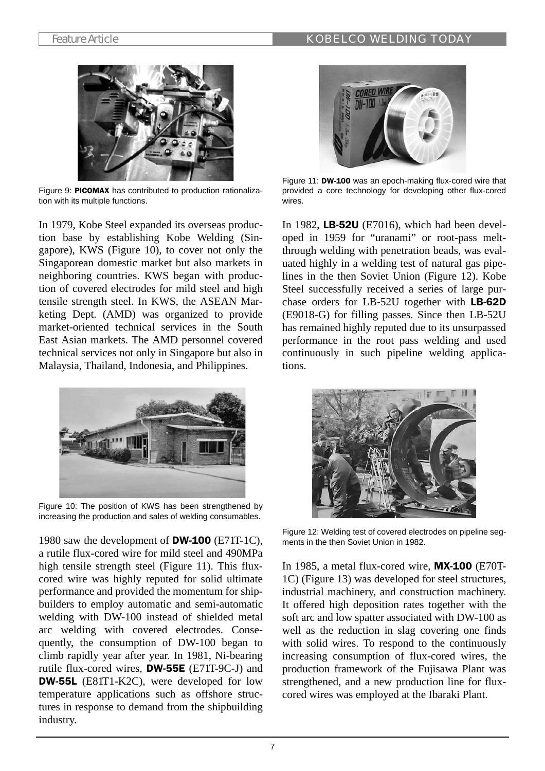Figure 9: **PICOMAX** has contributed to production rationalization with its multiple functions.

In 1979, Kobe Steel expanded its overseas production base by establishing Kobe Welding (Singapore), KWS (Figure 10), to cover not only the Singaporean domestic market but also markets in neighboring countries. KWS began with production of covered electrodes for mild steel and high tensile strength steel. In KWS, the ASEAN Marketing Dept. (AMD) was organized to provide market-oriented technical services in the South East Asian markets. The AMD personnel covered technical services not only in Singapore but also in Malaysia, Thailand, Indonesia, and Philippines.

Figure 10: The position of KWS has been strengthened by increasing the production and sales of welding consumables.

1980 saw the development of **DW-100** (E71T-1C), a rutile flux-cored wire for mild steel and 490MPa high tensile strength steel (Figure 11). This flux-cored wire was highly reputed for solid ultimate performance and provided the momentum for shipbuilders to employ automatic and semi-automatic welding with DW-100 instead of shielded metal arc welding with covered electrodes. Consequently, the consumption of DW-100 began to climb rapidly year after year. In 1981, Ni-bearing rutile flux-cored wires, **DW-55E** (E71T-9C-J) and **DW-55L** (E81T1-K2C), were developed for low temperature applications such as offshore structures in response to demand from the shipbuilding industry.

Figure 11: **DW-100** was an epoch-making flux-cored wire that provided a core technology for developing other flux-cored wires.

In 1982, **LB-52U** (E7016), which had been developed in 1959 for "uranami" or root-pass melt-through welding with penetration beads, was evaluated highly in a welding test of natural gas pipelines in the then Soviet Union (Figure 12). Kobe Steel successfully received a series of large purchase orders for LB-52U together with **LB-62D** (E9018-G) for filling passes. Since then LB-52U has remained highly reputed due to its unsurpassed performance in the root pass welding and used continuously in such pipeline welding applications.

Figure 12: Welding test of covered electrodes on pipeline segments in the then Soviet Union in 1982.

In 1985, a metal flux-cored wire, **MX-100** (E70T-1C) (Figure 13) was developed for steel structures, industrial machinery, and construction machinery. It offered high deposition rates together with the soft arc and low spatter associated with DW-100 as well as the reduction in slag covering one finds with solid wires. To respond to the continuously increasing consumption of flux-cored wires, the production framework of the Fujisawa Plant was strengthened, and a new production line for flux-cored wires was employed at the Ibaraki Plant.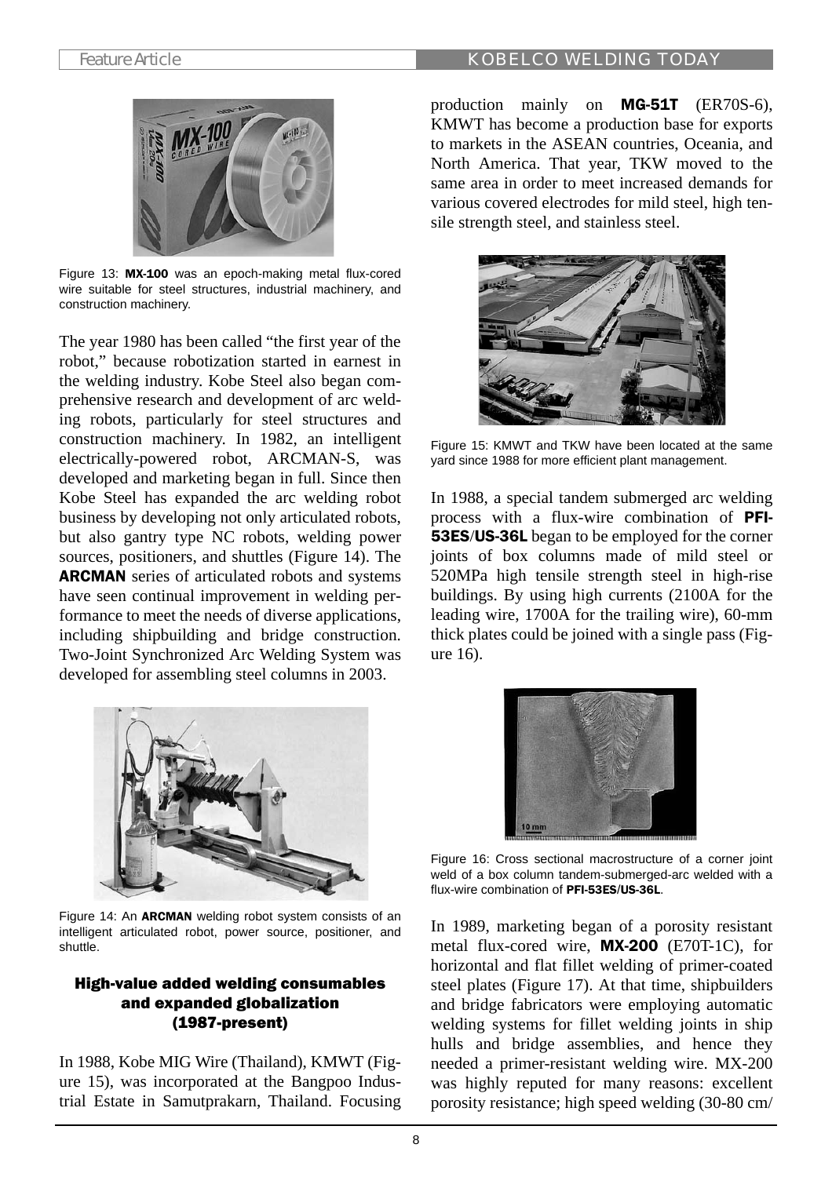Figure 13: **MX-100** was an epoch-making metal flux-cored wire suitable for steel structures, industrial machinery, and construction machinery.

The year 1980 has been called "the first year of the robot," because robotization started in earnest in the welding industry. Kobe Steel also began comprehensive research and development of arc welding robots, particularly for steel structures and construction machinery. In 1982, an intelligent electrically-powered robot, ARCMAN-S, was developed and marketing began in full. Since then Kobe Steel has expanded the arc welding robot business by developing not only articulated robots, but also gantry type NC robots, welding power sources, positioners, and shuttles (Figure 14). The **ARCMAN** series of articulated robots and systems have seen continual improvement in welding performance to meet the needs of diverse applications, including shipbuilding and bridge construction. Two-Joint Synchronized Arc Welding System was developed for assembling steel columns in 2003.

Figure 14: An **ARCMAN** welding robot system consists of an intelligent articulated robot, power source, positioner, and shuttle.

## High-value added welding consumables and expanded globalization (1987-present)

In 1988, Kobe MIG Wire (Thailand), KMWT (Figure 15), was incorporated at the Bangpoo Industrial Estate in Samutprakarn, Thailand. Focusing production mainly on **MG-51T** (ER70S-6), KMWT has become a production base for exports to markets in the ASEAN countries, Oceania, and North America. That year, TKW moved to the same area in order to meet increased demands for various covered electrodes for mild steel, high tensile strength steel, and stainless steel.

Figure 15: KMWT and TKW have been located at the same yard since 1988 for more efficient plant management.

In 1988, a special tandem submerged arc welding process with a flux-wire combination of **PFI-53ES**/**US-36L** began to be employed for the corner joints of box columns made of mild steel or 520MPa high tensile strength steel in high-rise buildings. By using high currents (2100A for the leading wire, 1700A for the trailing wire), 60-mm thick plates could be joined with a single pass (Figure 16).

Figure 16: Cross sectional macrostructure of a corner joint weld of a box column tandem-submerged-arc welded with a flux-wire combination of **PFI-53ES**/**US-36L**.

In 1989, marketing began of a porosity resistant metal flux-cored wire, **MX-200** (E70T-1C), for horizontal and flat fillet welding of primer-coated steel plates (Figure 17). At that time, shipbuilders and bridge fabricators were employing automatic welding systems for fillet welding joints in ship hulls and bridge assemblies, and hence they needed a primer-resistant welding wire. MX-200 was highly reputed for many reasons: excellent porosity resistance; high speed welding (30-80 cm/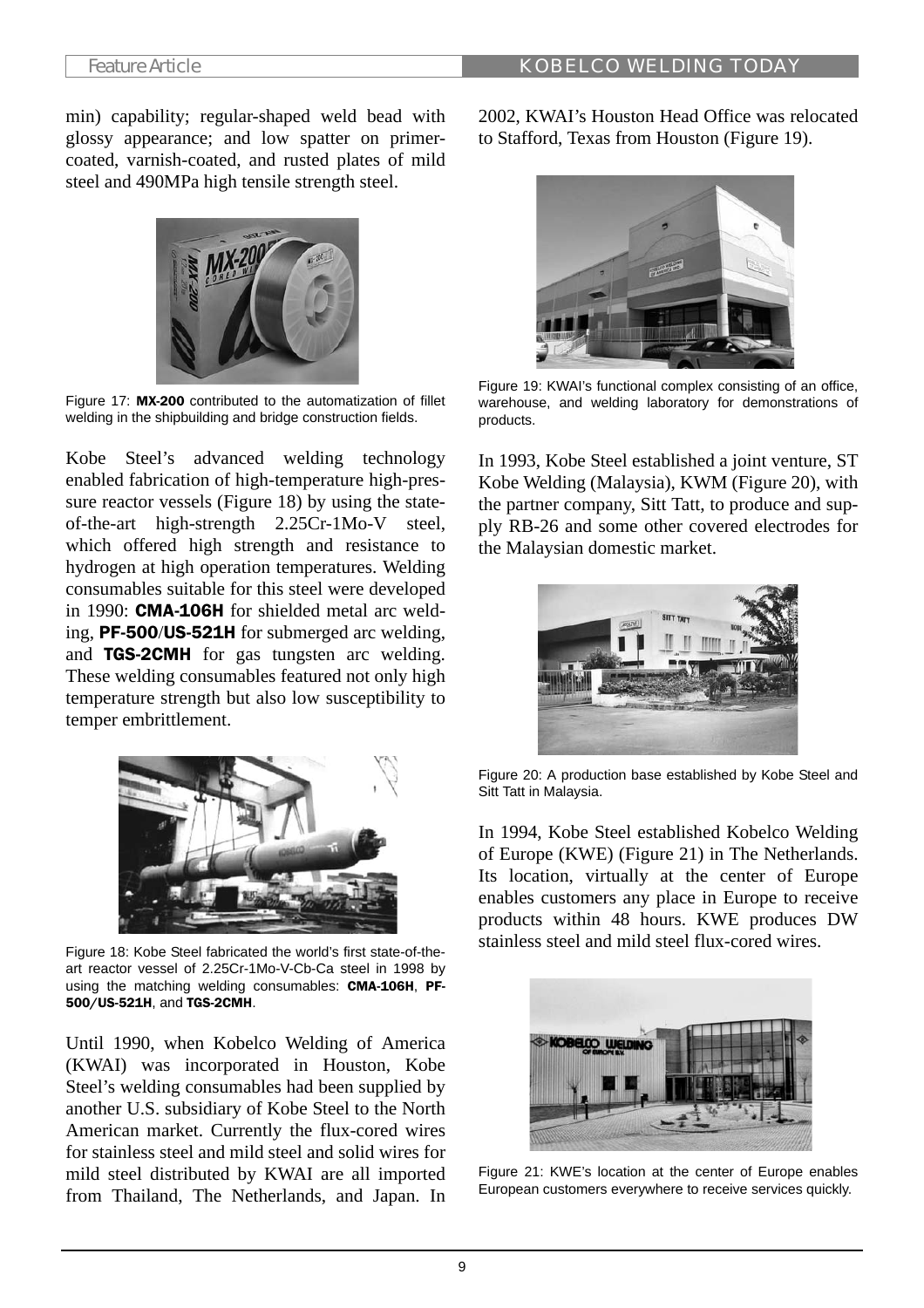min) capability; regular-shaped weld bead with glossy appearance; and low spatter on primer-coated, varnish-coated, and rusted plates of mild steel and 490MPa high tensile strength steel.

Figure 17: **MX-200** contributed to the automatization of fillet welding in the shipbuilding and bridge construction fields.

Kobe Steel's advanced welding technology enabled fabrication of high-temperature high-pressure reactor vessels (Figure 18) by using the state-of-the-art high-strength 2.25Cr-1Mo-V steel, which offered high strength and resistance to hydrogen at high operation temperatures. Welding consumables suitable for this steel were developed in 1990: **CMA-106H** for shielded metal arc welding, **PF-500/US-521H** for submerged arc welding, and **TGS-2CMH** for gas tungsten arc welding. These welding consumables featured not only high temperature strength but also low susceptibility to temper embrittlement.

Figure 18: Kobe Steel fabricated the world's first state-of-the-art reactor vessel of 2.25Cr-1Mo-V-Cb-Ca steel in 1998 by using the matching welding consumables: **CMA-106H**, **PF-500/US-521H**, and **TGS-2CMH**.

Until 1990, when Kobelco Welding of America (KWAI) was incorporated in Houston, Kobe Steel's welding consumables had been supplied by another U.S. subsidiary of Kobe Steel to the North American market. Currently the flux-cored wires for stainless steel and mild steel and solid wires for mild steel distributed by KWAI are all imported from Thailand, The Netherlands, and Japan. In 2002, KWAI's Houston Head Office was relocated to Stafford, Texas from Houston (Figure 19).

Figure 19: KWAI's functional complex consisting of an office, warehouse, and welding laboratory for demonstrations of products.

In 1993, Kobe Steel established a joint venture, ST Kobe Welding (Malaysia), KWM (Figure 20), with the partner company, Sitt Tatt, to produce and supply RB-26 and some other covered electrodes for the Malaysian domestic market.

Figure 20: A production base established by Kobe Steel and Sitt Tatt in Malaysia.

In 1994, Kobe Steel established Kobelco Welding of Europe (KWE) (Figure 21) in The Netherlands. Its location, virtually at the center of Europe enables customers any place in Europe to receive products within 48 hours. KWE produces DW stainless steel and mild steel flux-cored wires.

Figure 21: KWE's location at the center of Europe enables European customers everywhere to receive services quickly.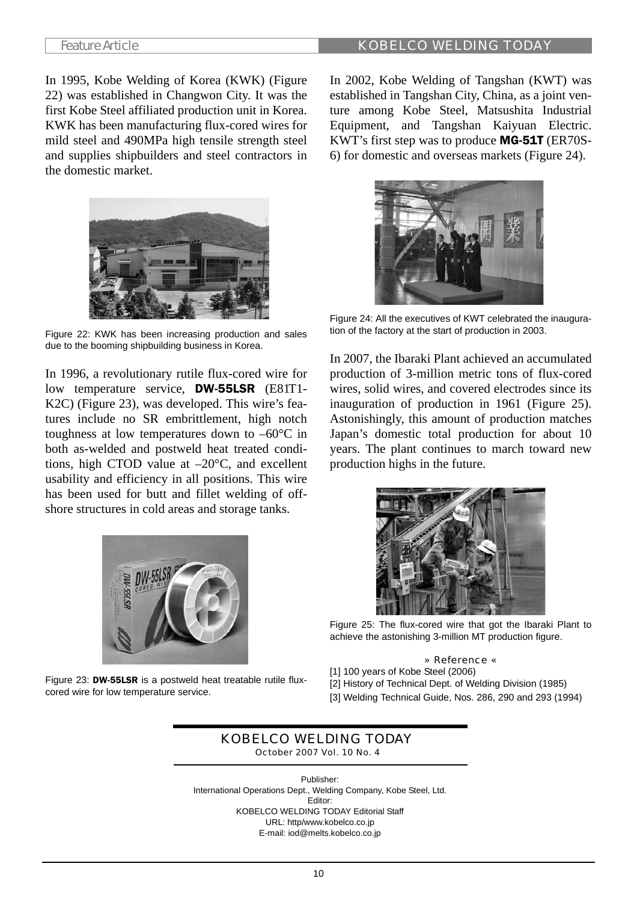In 1995, Kobe Welding of Korea (KWK) (Figure 22) was established in Changwon City. It was the first Kobe Steel affiliated production unit in Korea. KWK has been manufacturing flux-cored wires for mild steel and 490MPa high tensile strength steel and supplies shipbuilders and steel contractors in the domestic market.

Figure 22: KWK has been increasing production and sales due to the booming shipbuilding business in Korea.

In 1996, a revolutionary rutile flux-cored wire for low temperature service, **DW-55LSR** (E81T1-K2C) (Figure 23), was developed. This wire's features include no SR embrittlement, high notch toughness at low temperatures down to –60°C in both as-welded and postweld heat treated conditions, high CTOD value at –20°C, and excellent usability and efficiency in all positions. This wire has been used for butt and fillet welding of offshore structures in cold areas and storage tanks.

Figure 23: **DW-55LSR** is a postweld heat treatable rutile flux-cored wire for low temperature service.

In 2002, Kobe Welding of Tangshan (KWT) was established in Tangshan City, China, as a joint venture among Kobe Steel, Matsushita Industrial Equipment, and Tangshan Kaiyuan Electric. KWT's first step was to produce **MG-51T** (ER70S-6) for domestic and overseas markets (Figure 24).

Figure 24: All the executives of KWT celebrated the inauguration of the factory at the start of production in 2003.

In 2007, the Ibaraki Plant achieved an accumulated production of 3-million metric tons of flux-cored wires, solid wires, and covered electrodes since its inauguration of production in 1961 (Figure 25). Astonishingly, this amount of production matches Japan's domestic total production for about 10 years. The plant continues to march toward new production highs in the future.

Figure 25: The flux-cored wire that got the Ibaraki Plant to achieve the astonishing 3-million MT production figure.

» Reference «

[1] 100 years of Kobe Steel (2006)
[2] History of Technical Dept. of Welding Division (1985)
[3] Welding Technical Guide, Nos. 286, 290 and 293 (1994)

KOBELCO WELDING TODAY
October 2007 Vol. 10 No. 4

Publisher:
International Operations Dept., Welding Company, Kobe Steel, Ltd.
Editor:
KOBELCO WELDING TODAY Editorial Staff
URL: http/www.kobelco.co.jp
E-mail: iod@melts.kobelco.co.jp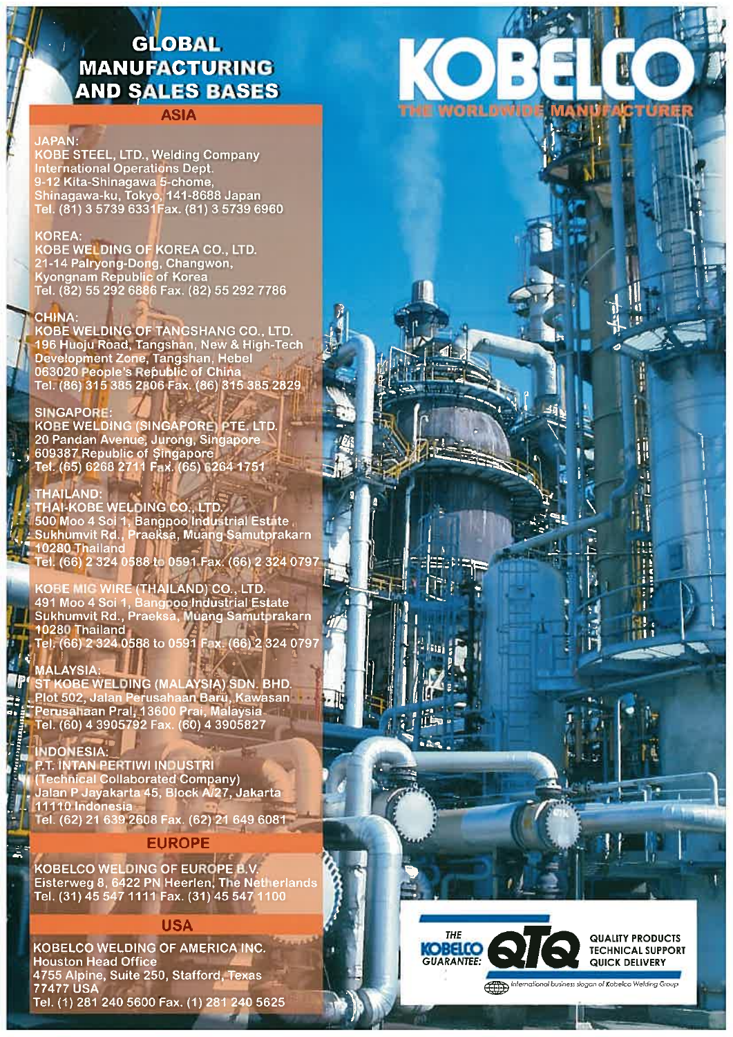# GLOBAL MANUFACTURING AND SALES BASES

## ASIA

**JAPAN:**
KOBE STEEL, LTD., Welding Company
International Operations Dept.
9-12 Kita-Shinagawa 5-chome,
Shinagawa-ku, Tokyo, 141-8688 Japan
Tel. (81) 3 5739 6331Fax. (81) 3 5739 6960

**KOREA:**
KOBE WELDING OF KOREA CO., LTD.
21-14 Palryong-Dong, Changwon,
Kyongnam Republic of Korea
Tel. (82) 55 292 6886 Fax. (82) 55 292 7786

**CHINA:**
KOBE WELDING OF TANGSHANG CO., LTD.
196 Huoju Road, Tangshan, New & High-Tech
Development Zone, Tangshan, Hebel
063020 People's Republic of China
Tel. (86) 315 385 2806 Fax. (86) 315 385 2829

**SINGAPORE:**
KOBE WELDING (SINGAPORE) PTE. LTD.
20 Pandan Avenue, Jurong, Singapore
609387 Republic of Singapore
Tel. (65) 6268 2711 Fax. (65) 6264 1751

**THAILAND:**
THAI-KOBE WELDING CO., LTD.
500 Moo 4 Soi 1, Bangpoo Industrial Estate
Sukhumvit Rd., Praeksa, Muang Samutprakarn
10280 Thailand
Tel. (66) 2 324 0588 to 0591 Fax. (66) 2 324 0797

KOBE MIG WIRE (THAILAND) CO., LTD.
491 Moo 4 Soi 1, Bangpoo Industrial Estate
Sukhumvit Rd., Praeksa, Muang Samutprakarn
10280 Thailand
Tel. (66) 2 324 0588 to 0591 Fax. (66) 2 324 0797

**MALAYSIA:**
ST KOBE WELDING (MALAYSIA) SDN. BHD.
Plot 502, Jalan Perusahaan Baru, Kawasan
Perusahaan Pral, 13600 Prai, Malaysia
Tel. (60) 4 3905792 Fax. (60) 4 3905827

**INDONESIA:**
P.T. INTAN PERTIWI INDUSTRI
(Technical Collaborated Company)
Jalan P Jayakarta 45, Block A/27, Jakarta
11110 Indonesia
Tel. (62) 21 639 2608 Fax. (62) 21 649 6081

## EUROPE

KOBELCO WELDING OF EUROPE B.V.
Eisterweg 8, 6422 PN Heerlen, The Netherlands
Tel. (31) 45 547 1111 Fax. (31) 45 547 1100

## USA

KOBELCO WELDING OF AMERICA INC.
Houston Head Office
4755 Alpine, Suite 250, Stafford, Texas
77477 USA
Tel. (1) 281 240 5600 Fax. (1) 281 240 5625

# KOBELCO

THE WORLDWIDE MANUFACTURER

THE KOBELCO GUARANTEE: QTQ

QUALITY PRODUCTS
TECHNICAL SUPPORT
QUICK DELIVERY

International business slogan of Kobelco Welding Group